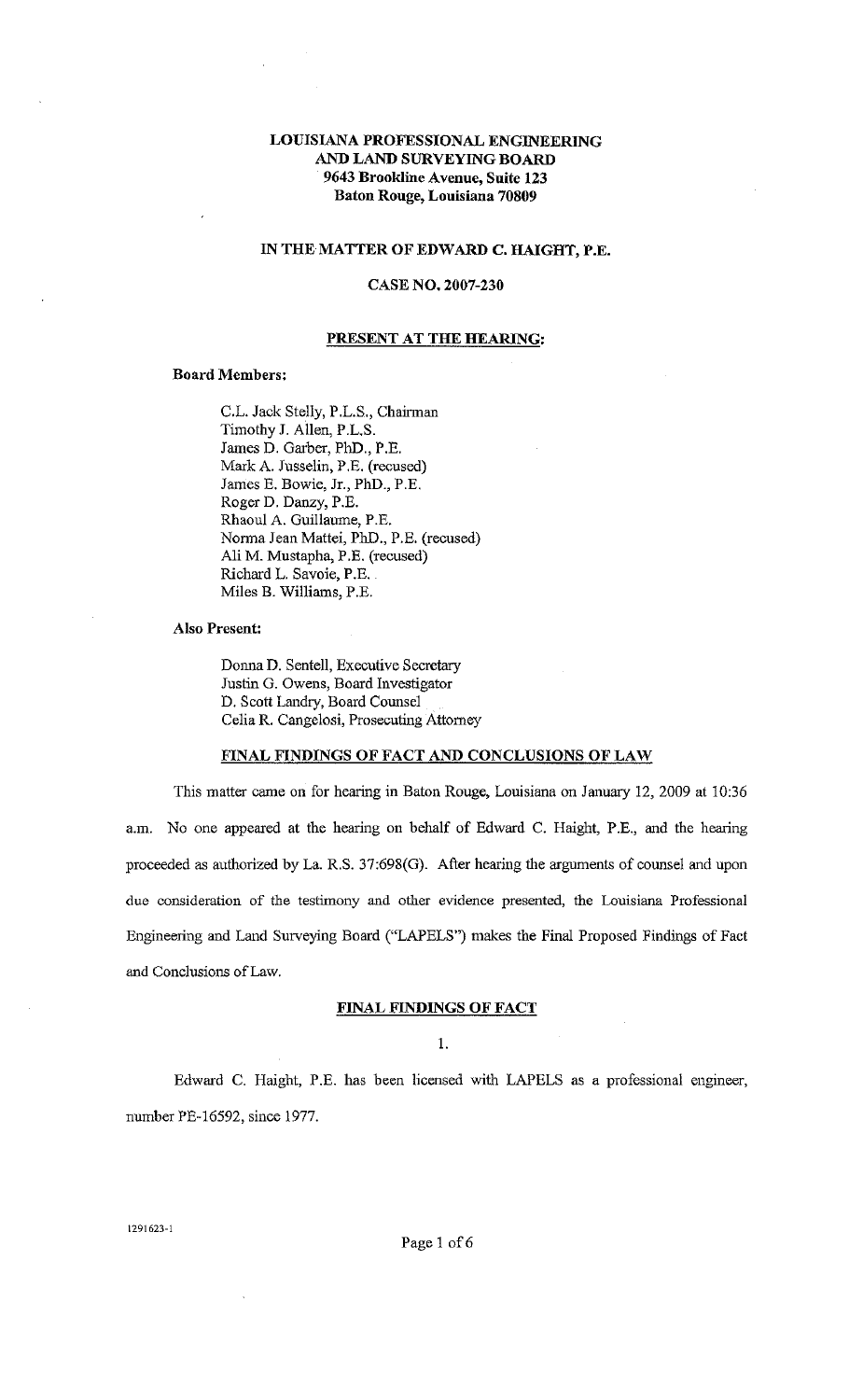**LOUISIANA PROFESSIONAL ENGINEERING AND LAND SURVEYING BOARD**
**9643 Brookline Avenue, Suite 123**
**Baton Rouge, Louisiana 70809**

**IN THE MATTER OF EDWARD C. HAIGHT, P.E.**

**CASE NO. 2007-230**

## PRESENT AT THE HEARING:

**Board Members:**

C.L. Jack Stelly, P.L.S., Chairman
Timothy J. Allen, P.L.S.
James D. Garber, PhD., P.E.
Mark A. Jusselin, P.E. (recused)
James E. Bowie, Jr., PhD., P.E.
Roger D. Danzy, P.E.
Rhaoul A. Guillaume, P.E.
Norma Jean Mattei, PhD., P.E. (recused)
Ali M. Mustapha, P.E. (recused)
Richard L. Savoie, P.E.
Miles B. Williams, P.E.

**Also Present:**

Donna D. Sentell, Executive Secretary
Justin G. Owens, Board Investigator
D. Scott Landry, Board Counsel
Celia R. Cangelosi, Prosecuting Attorney

## FINAL FINDINGS OF FACT AND CONCLUSIONS OF LAW

This matter came on for hearing in Baton Rouge, Louisiana on January 12, 2009 at 10:36 a.m. No one appeared at the hearing on behalf of Edward C. Haight, P.E., and the hearing proceeded as authorized by La. R.S. 37:698(G). After hearing the arguments of counsel and upon due consideration of the testimony and other evidence presented, the Louisiana Professional Engineering and Land Surveying Board ("LAPELS") makes the Final Proposed Findings of Fact and Conclusions of Law.

## FINAL FINDINGS OF FACT

1.

Edward C. Haight, P.E. has been licensed with LAPELS as a professional engineer, number PE-16592, since 1977.

1291623-1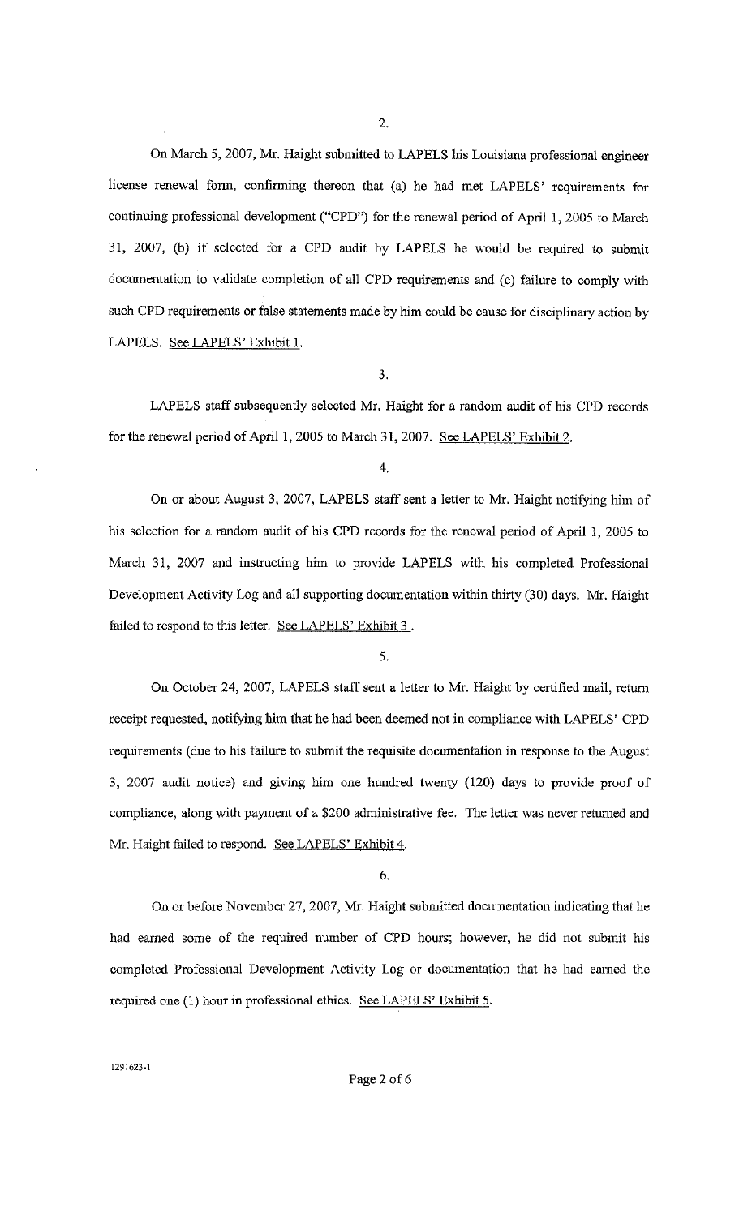2.

On March 5, 2007, Mr. Haight submitted to LAPELS his Louisiana professional engineer license renewal form, confirming thereon that (a) he had met LAPELS' requirements for continuing professional development ("CPD") for the renewal period of April 1, 2005 to March 31, 2007, (b) if selected for a CPD audit by LAPELS he would be required to submit documentation to validate completion of all CPD requirements and (c) failure to comply with such CPD requirements or false statements made by him could be cause for disciplinary action by LAPELS. See LAPELS' Exhibit 1.

3.

LAPELS staff subsequently selected Mr. Haight for a random audit of his CPD records for the renewal period of April 1, 2005 to March 31, 2007. See LAPELS' Exhibit 2.

4.

On or about August 3, 2007, LAPELS staff sent a letter to Mr. Haight notifying him of his selection for a random audit of his CPD records for the renewal period of April 1, 2005 to March 31, 2007 and instructing him to provide LAPELS with his completed Professional Development Activity Log and all supporting documentation within thirty (30) days. Mr. Haight failed to respond to this letter. See LAPELS' Exhibit 3 .

5.

On October 24, 2007, LAPELS staff sent a letter to Mr. Haight by certified mail, return receipt requested, notifying him that he had been deemed not in compliance with LAPELS' CPD requirements (due to his failure to submit the requisite documentation in response to the August 3, 2007 audit notice) and giving him one hundred twenty (120) days to provide proof of compliance, along with payment of a $200 administrative fee. The letter was never returned and Mr. Haight failed to respond. See LAPELS' Exhibit 4.

6.

On or before November 27, 2007, Mr. Haight submitted documentation indicating that he had earned some of the required number of CPD hours; however, he did not submit his completed Professional Development Activity Log or documentation that he had earned the required one (1) hour in professional ethics. See LAPELS' Exhibit 5.

1291623-1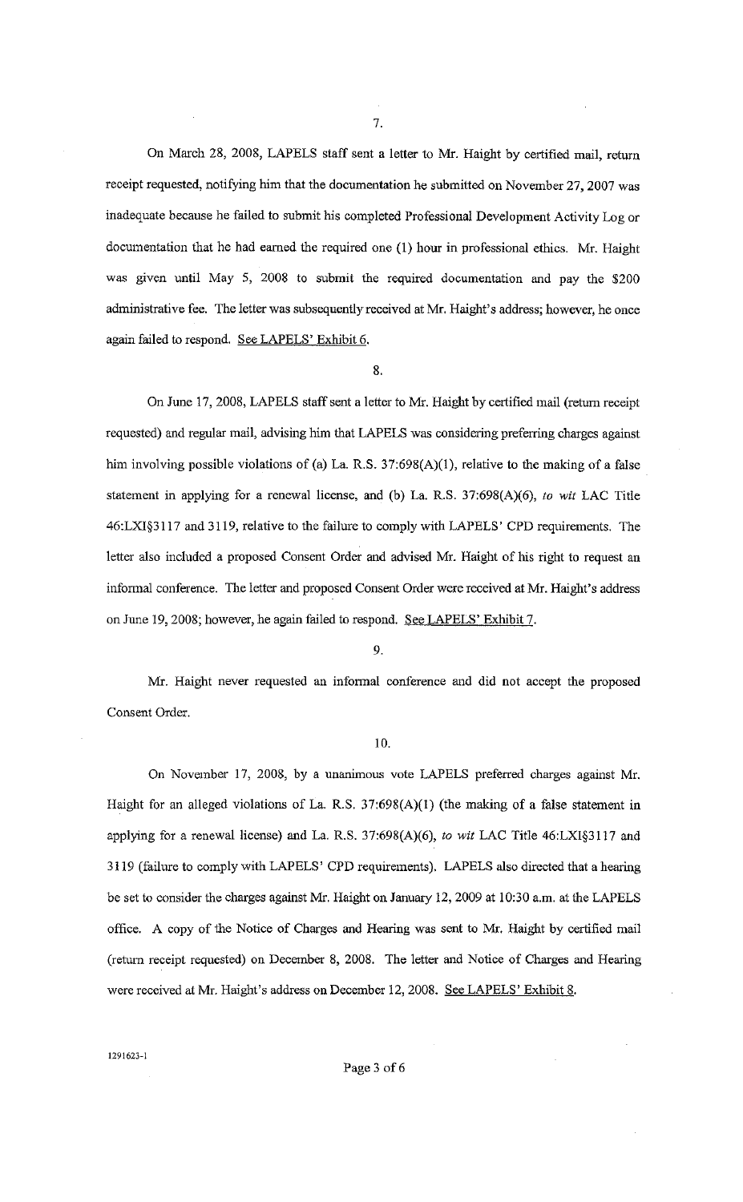7.

On March 28, 2008, LAPELS staff sent a letter to Mr. Haight by certified mail, return receipt requested, notifying him that the documentation he submitted on November 27, 2007 was inadequate because he failed to submit his completed Professional Development Activity Log or documentation that he had earned the required one (1) hour in professional ethics. Mr. Haight was given until May 5, 2008 to submit the required documentation and pay the $200 administrative fee. The letter was subsequently received at Mr. Haight's address; however, he once again failed to respond. See LAPELS' Exhibit 6.

8.

On June 17, 2008, LAPELS staff sent a letter to Mr. Haight by certified mail (return receipt requested) and regular mail, advising him that LAPELS was considering preferring charges against him involving possible violations of (a) La. R.S. 37:698(A)(1), relative to the making of a false statement in applying for a renewal license, and (b) La. R.S. 37:698(A)(6), *to wit* LAC Title 46:LXI§3117 and 3119, relative to the failure to comply with LAPELS' CPD requirements. The letter also included a proposed Consent Order and advised Mr. Haight of his right to request an informal conference. The letter and proposed Consent Order were received at Mr. Haight's address on June 19, 2008; however, he again failed to respond. See LAPELS' Exhibit 7.

9.

Mr. Haight never requested an informal conference and did not accept the proposed Consent Order.

10.

On November 17, 2008, by a unanimous vote LAPELS preferred charges against Mr. Haight for an alleged violations of La. R.S. 37:698(A)(1) (the making of a false statement in applying for a renewal license) and La. R.S. 37:698(A)(6), *to wit* LAC Title 46:LXI§3117 and 3119 (failure to comply with LAPELS' CPD requirements). LAPELS also directed that a hearing be set to consider the charges against Mr. Haight on January 12, 2009 at 10:30 a.m. at the LAPELS office. A copy of the Notice of Charges and Hearing was sent to Mr. Haight by certified mail (return receipt requested) on December 8, 2008. The letter and Notice of Charges and Hearing were received at Mr. Haight's address on December 12, 2008. See LAPELS' Exhibit 8.

1291623-1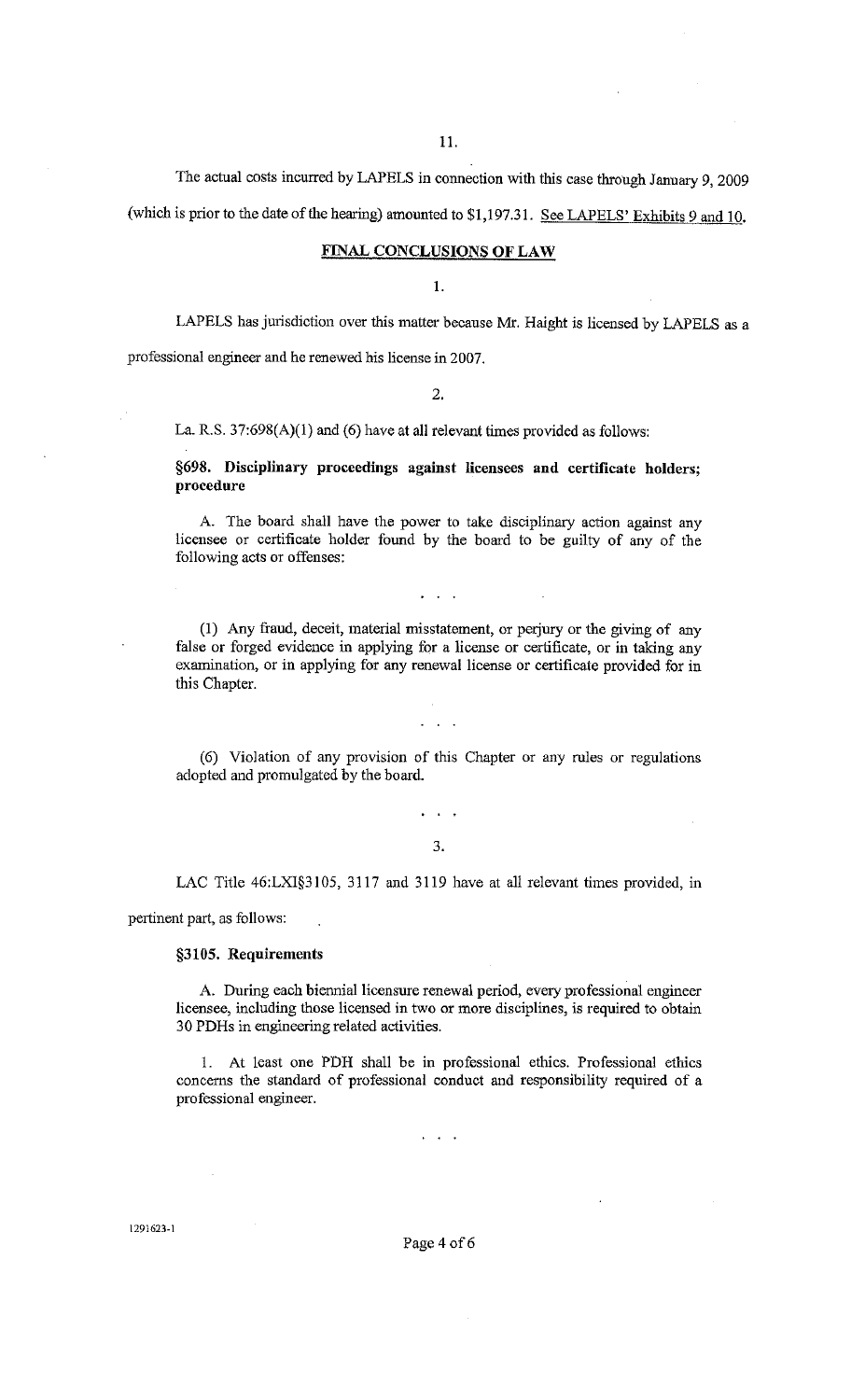11.

The actual costs incurred by LAPELS in connection with this case through January 9, 2009 (which is prior to the date of the hearing) amounted to $1,197.31. See LAPELS' Exhibits 9 and 10.

## FINAL CONCLUSIONS OF LAW

1.

LAPELS has jurisdiction over this matter because Mr. Haight is licensed by LAPELS as a professional engineer and he renewed his license in 2007.

2.

La. R.S. 37:698(A)(1) and (6) have at all relevant times provided as follows:

> **§698. Disciplinary proceedings against licensees and certificate holders; procedure**
>
> A. The board shall have the power to take disciplinary action against any licensee or certificate holder found by the board to be guilty of any of the following acts or offenses:
>
> . . .
>
> (1) Any fraud, deceit, material misstatement, or perjury or the giving of any false or forged evidence in applying for a license or certificate, or in taking any examination, or in applying for any renewal license or certificate provided for in this Chapter.
>
> . . .
>
> (6) Violation of any provision of this Chapter or any rules or regulations adopted and promulgated by the board.
>
> . . .

3.

LAC Title 46:LXI§3105, 3117 and 3119 have at all relevant times provided, in pertinent part, as follows:

> **§3105. Requirements**
>
> A. During each biennial licensure renewal period, every professional engineer licensee, including those licensed in two or more disciplines, is required to obtain 30 PDHs in engineering related activities.
>
> 1. At least one PDH shall be in professional ethics. Professional ethics concerns the standard of professional conduct and responsibility required of a professional engineer.
>
> . . .

1291623-1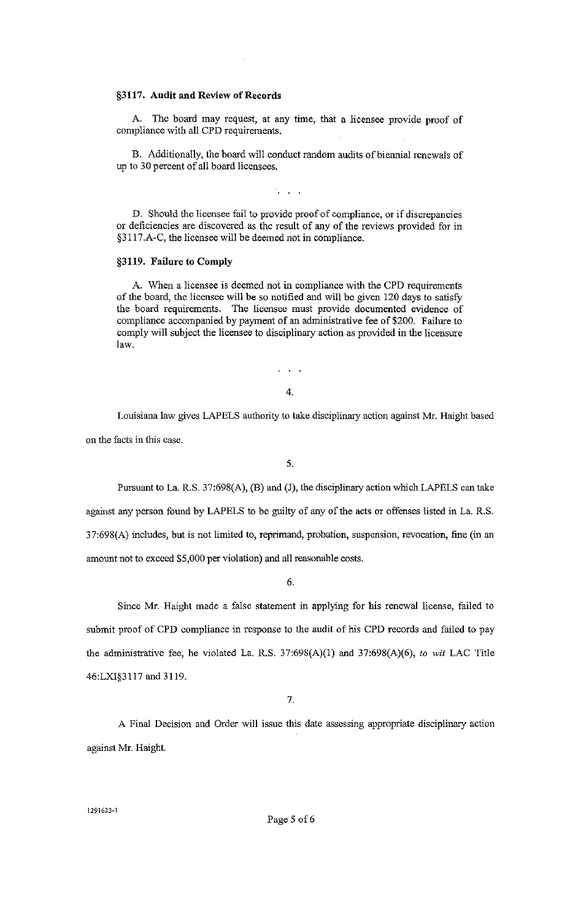**§3117. Audit and Review of Records**

A. The board may request, at any time, that a licensee provide proof of compliance with all CPD requirements.

B. Additionally, the board will conduct random audits of biennial renewals of up to 30 percent of all board licensees.

. . .

D. Should the licensee fail to provide proof of compliance, or if discrepancies or deficiencies are discovered as the result of any of the reviews provided for in §3117.A-C, the licensee will be deemed not in compliance.

**§3119. Failure to Comply**

A. When a licensee is deemed not in compliance with the CPD requirements of the board, the licensee will be so notified and will be given 120 days to satisfy the board requirements. The licensee must provide documented evidence of compliance accompanied by payment of an administrative fee of $200. Failure to comply will subject the licensee to disciplinary action as provided in the licensure law.

. . .

4.

Louisiana law gives LAPELS authority to take disciplinary action against Mr. Haight based on the facts in this case.

5.

Pursuant to La. R.S. 37:698(A), (B) and (J), the disciplinary action which LAPELS can take against any person found by LAPELS to be guilty of any of the acts or offenses listed in La. R.S. 37:698(A) includes, but is not limited to, reprimand, probation, suspension, revocation, fine (in an amount not to exceed $5,000 per violation) and all reasonable costs.

6.

Since Mr. Haight made a false statement in applying for his renewal license, failed to submit proof of CPD compliance in response to the audit of his CPD records and failed to pay the administrative fee, he violated La. R.S. 37:698(A)(1) and 37:698(A)(6), *to wit* LAC Title 46:LXI§3117 and 3119.

7.

A Final Decision and Order will issue this date assessing appropriate disciplinary action against Mr. Haight.

1291623-1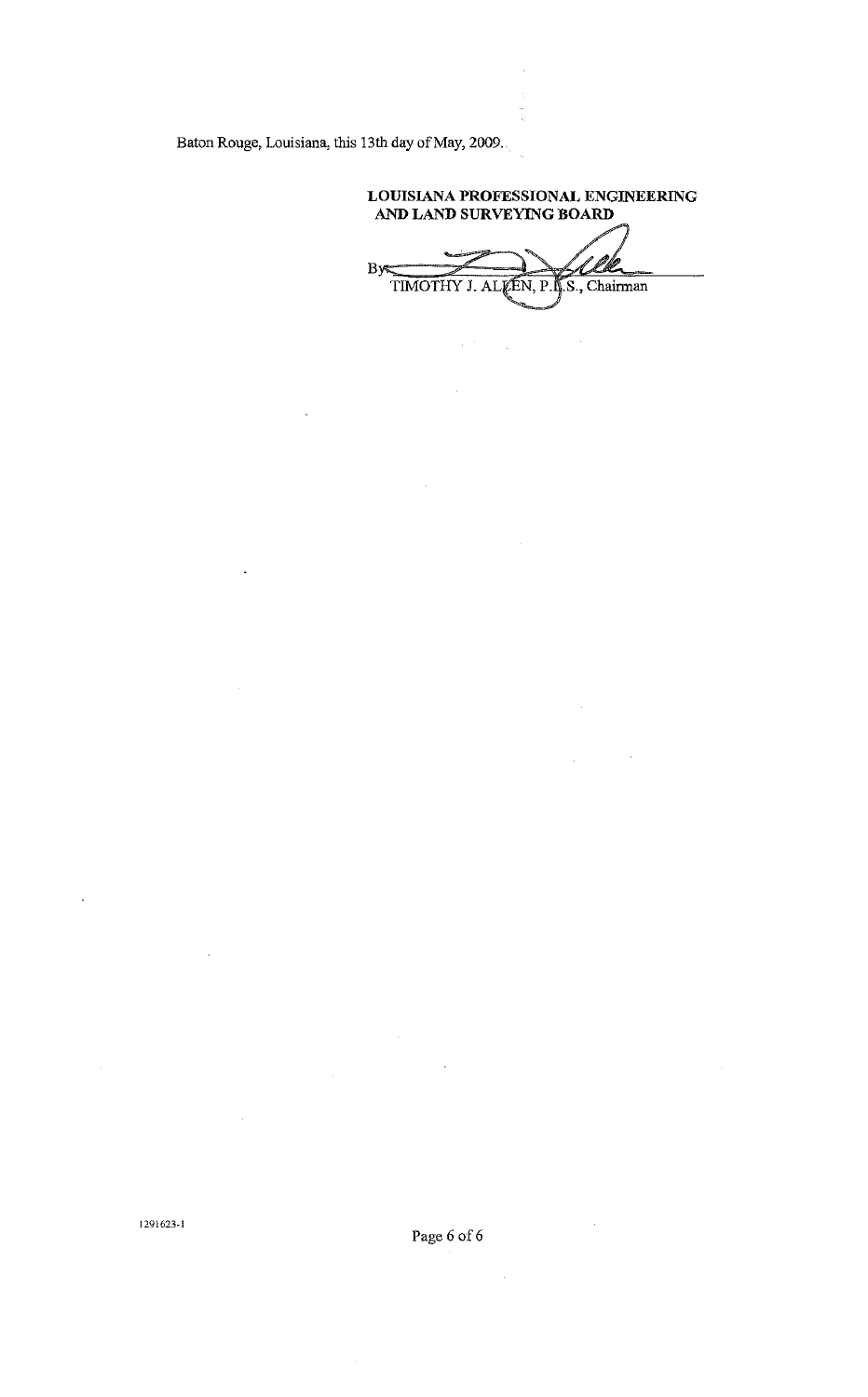Baton Rouge, Louisiana, this 13th day of May, 2009.

**LOUISIANA PROFESSIONAL ENGINEERING AND LAND SURVEYING BOARD**

By: ______________________________
TIMOTHY J. ALLEN, P.L.S., Chairman

1291623-1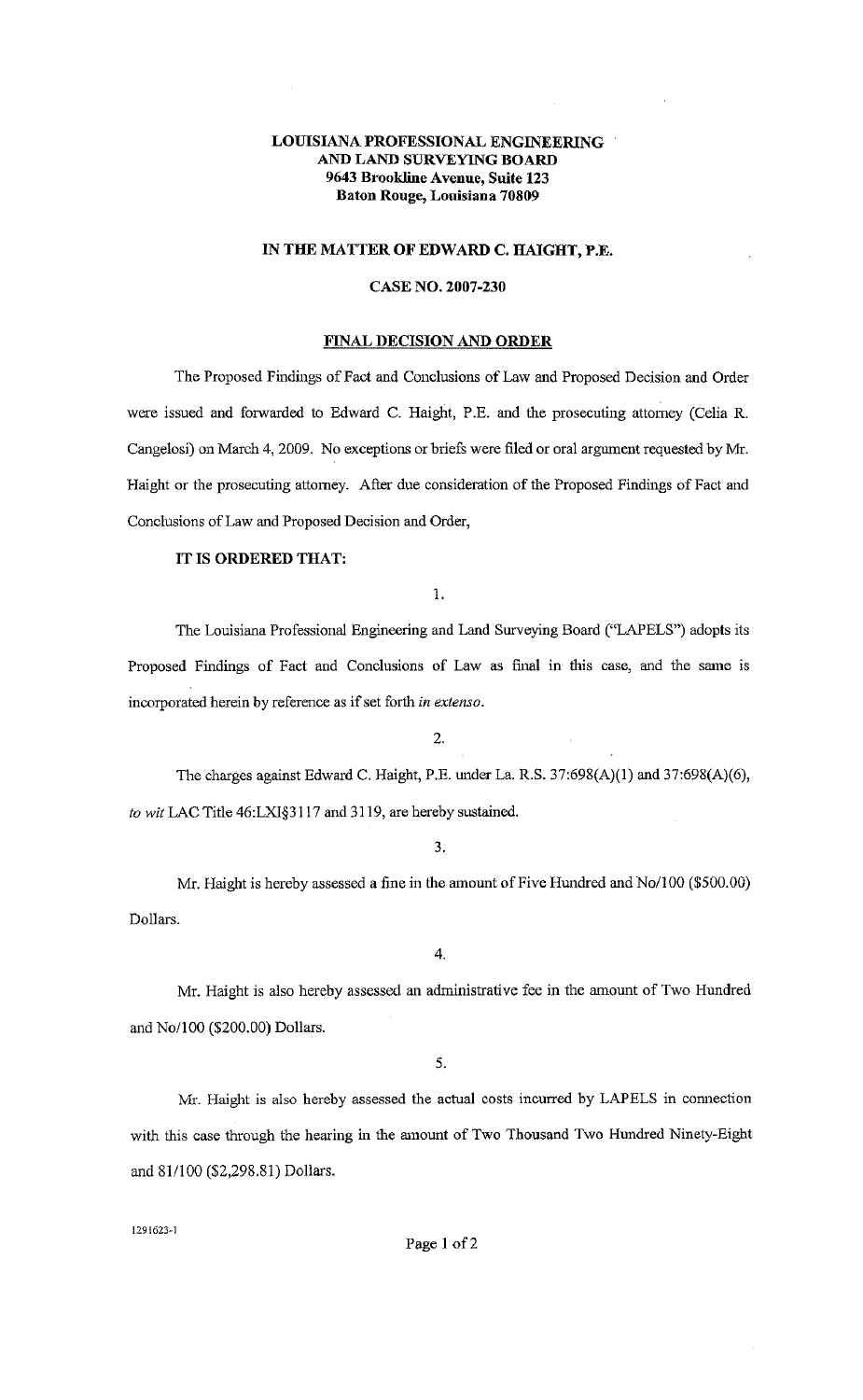**LOUISIANA PROFESSIONAL ENGINEERING AND LAND SURVEYING BOARD**
**9643 Brookline Avenue, Suite 123**
**Baton Rouge, Louisiana 70809**

**IN THE MATTER OF EDWARD C. HAIGHT, P.E.**

**CASE NO. 2007-230**

**FINAL DECISION AND ORDER**

The Proposed Findings of Fact and Conclusions of Law and Proposed Decision and Order were issued and forwarded to Edward C. Haight, P.E. and the prosecuting attorney (Celia R. Cangelosi) on March 4, 2009. No exceptions or briefs were filed or oral argument requested by Mr. Haight or the prosecuting attorney. After due consideration of the Proposed Findings of Fact and Conclusions of Law and Proposed Decision and Order,

**IT IS ORDERED THAT:**

1.

The Louisiana Professional Engineering and Land Surveying Board ("LAPELS") adopts its Proposed Findings of Fact and Conclusions of Law as final in this case, and the same is incorporated herein by reference as if set forth *in extenso*.

2.

The charges against Edward C. Haight, P.E. under La. R.S. 37:698(A)(1) and 37:698(A)(6), *to wit* LAC Title 46:LXI§3117 and 3119, are hereby sustained.

3.

Mr. Haight is hereby assessed a fine in the amount of Five Hundred and No/100 ($500.00) Dollars.

4.

Mr. Haight is also hereby assessed an administrative fee in the amount of Two Hundred and No/100 ($200.00) Dollars.

5.

Mr. Haight is also hereby assessed the actual costs incurred by LAPELS in connection with this case through the hearing in the amount of Two Thousand Two Hundred Ninety-Eight and 81/100 ($2,298.81) Dollars.

1291623-1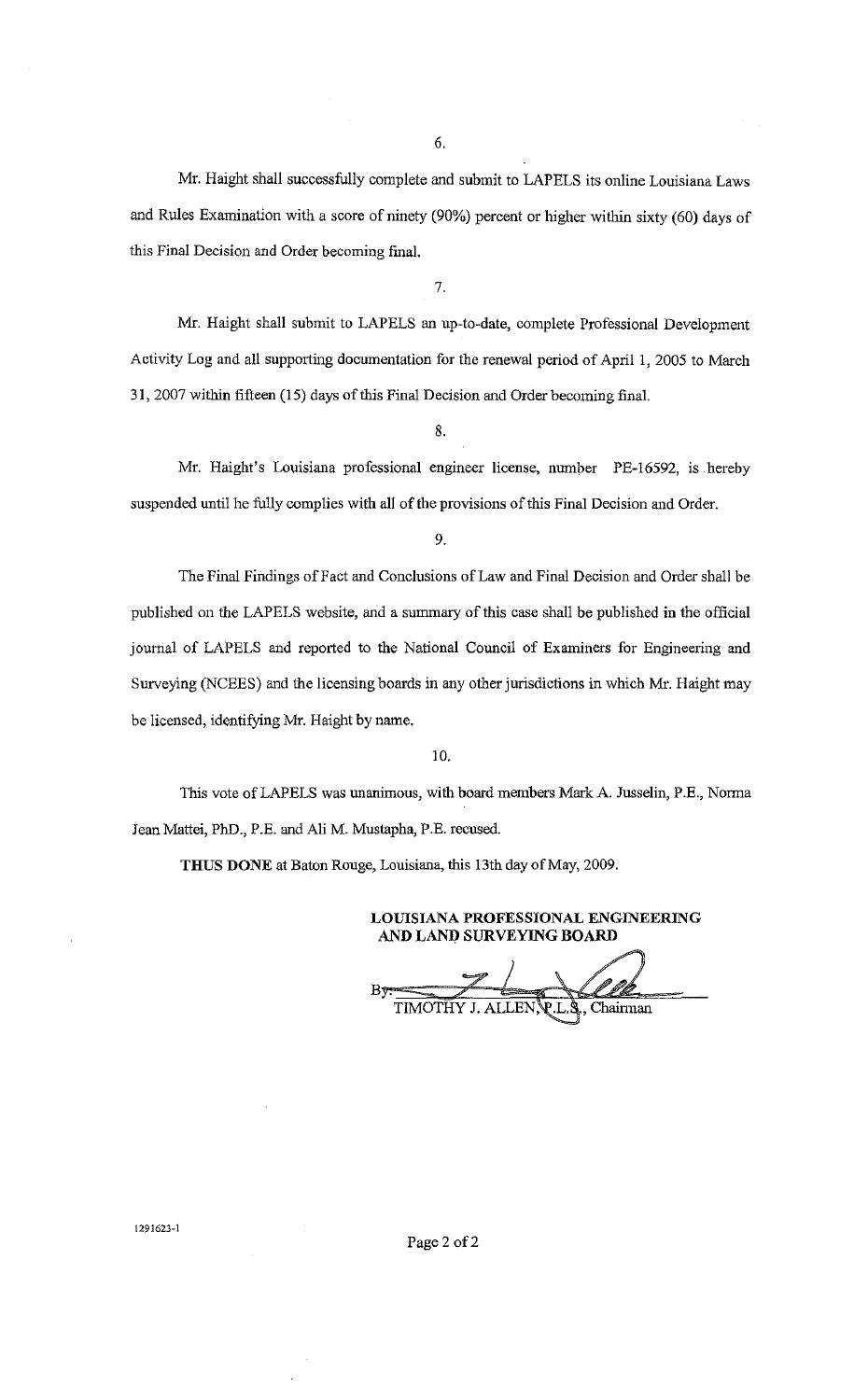6.

Mr. Haight shall successfully complete and submit to LAPELS its online Louisiana Laws and Rules Examination with a score of ninety (90%) percent or higher within sixty (60) days of this Final Decision and Order becoming final.

7.

Mr. Haight shall submit to LAPELS an up-to-date, complete Professional Development Activity Log and all supporting documentation for the renewal period of April 1, 2005 to March 31, 2007 within fifteen (15) days of this Final Decision and Order becoming final.

8.

Mr. Haight's Louisiana professional engineer license, number PE-16592, is hereby suspended until he fully complies with all of the provisions of this Final Decision and Order.

9.

The Final Findings of Fact and Conclusions of Law and Final Decision and Order shall be published on the LAPELS website, and a summary of this case shall be published in the official journal of LAPELS and reported to the National Council of Examiners for Engineering and Surveying (NCEES) and the licensing boards in any other jurisdictions in which Mr. Haight may be licensed, identifying Mr. Haight by name.

10.

This vote of LAPELS was unanimous, with board members Mark A. Jusselin, P.E., Norma Jean Mattei, PhD., P.E. and Ali M. Mustapha, P.E. recused.

**THUS DONE** at Baton Rouge, Louisiana, this 13th day of May, 2009.

**LOUISIANA PROFESSIONAL ENGINEERING AND LAND SURVEYING BOARD**

By: ______________________
TIMOTHY J. ALLEN, P.L.S., Chairman

1291623-1